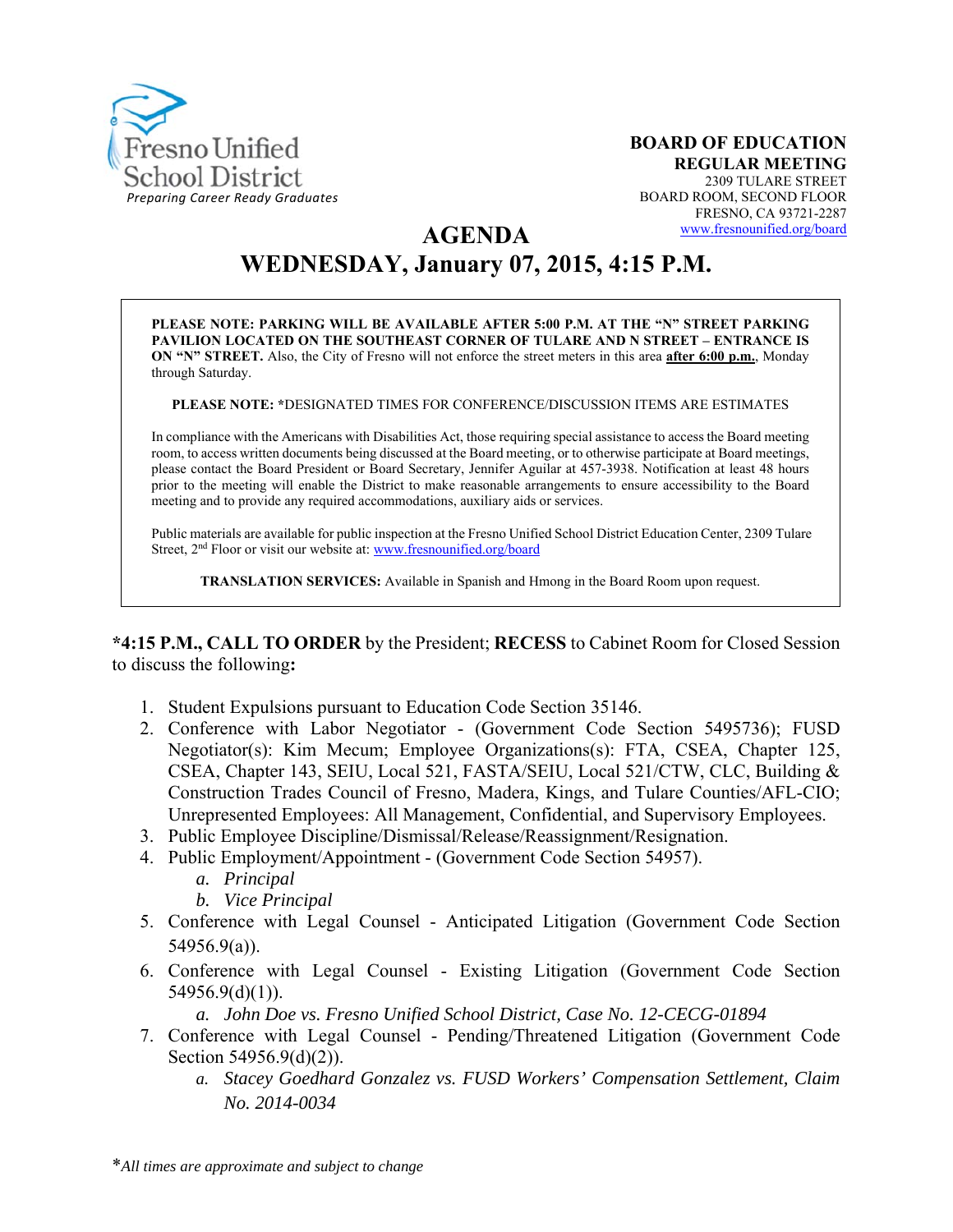Fresno Unified School District

*Preparing Career Ready Graduates*

**BOARD OF EDUCATION**
**REGULAR MEETING**
2309 TULARE STREET
BOARD ROOM, SECOND FLOOR
FRESNO, CA 93721-2287
www.fresnounified.org/board

# AGENDA

# WEDNESDAY, January 07, 2015, 4:15 P.M.

**PLEASE NOTE: PARKING WILL BE AVAILABLE AFTER 5:00 P.M. AT THE "N" STREET PARKING PAVILION LOCATED ON THE SOUTHEAST CORNER OF TULARE AND N STREET – ENTRANCE IS ON "N" STREET.** Also, the City of Fresno will not enforce the street meters in this area **after 6:00 p.m.**, Monday through Saturday.

**PLEASE NOTE:** *DESIGNATED TIMES FOR CONFERENCE/DISCUSSION ITEMS ARE ESTIMATES

In compliance with the Americans with Disabilities Act, those requiring special assistance to access the Board meeting room, to access written documents being discussed at the Board meeting, or to otherwise participate at Board meetings, please contact the Board President or Board Secretary, Jennifer Aguilar at 457-3938. Notification at least 48 hours prior to the meeting will enable the District to make reasonable arrangements to ensure accessibility to the Board meeting and to provide any required accommodations, auxiliary aids or services.

Public materials are available for public inspection at the Fresno Unified School District Education Center, 2309 Tulare Street, 2nd Floor or visit our website at: www.fresnounified.org/board

**TRANSLATION SERVICES:** Available in Spanish and Hmong in the Board Room upon request.

***4:15 P.M., CALL TO ORDER** by the President; **RECESS** to Cabinet Room for Closed Session to discuss the following**:**

1. Student Expulsions pursuant to Education Code Section 35146.
2. Conference with Labor Negotiator - (Government Code Section 5495736); FUSD Negotiator(s): Kim Mecum; Employee Organizations(s): FTA, CSEA, Chapter 125, CSEA, Chapter 143, SEIU, Local 521, FASTA/SEIU, Local 521/CTW, CLC, Building & Construction Trades Council of Fresno, Madera, Kings, and Tulare Counties/AFL-CIO; Unrepresented Employees: All Management, Confidential, and Supervisory Employees.
3. Public Employee Discipline/Dismissal/Release/Reassignment/Resignation.
4. Public Employment/Appointment - (Government Code Section 54957).
   a. *Principal*
   b. *Vice Principal*
5. Conference with Legal Counsel - Anticipated Litigation (Government Code Section 54956.9(a)).
6. Conference with Legal Counsel - Existing Litigation (Government Code Section 54956.9(d)(1)).
   a. *John Doe vs. Fresno Unified School District, Case No. 12-CECG-01894*
7. Conference with Legal Counsel - Pending/Threatened Litigation (Government Code Section 54956.9(d)(2)).
   a. *Stacey Goedhard Gonzalez vs. FUSD Workers' Compensation Settlement, Claim No. 2014-0034*

**All times are approximate and subject to change*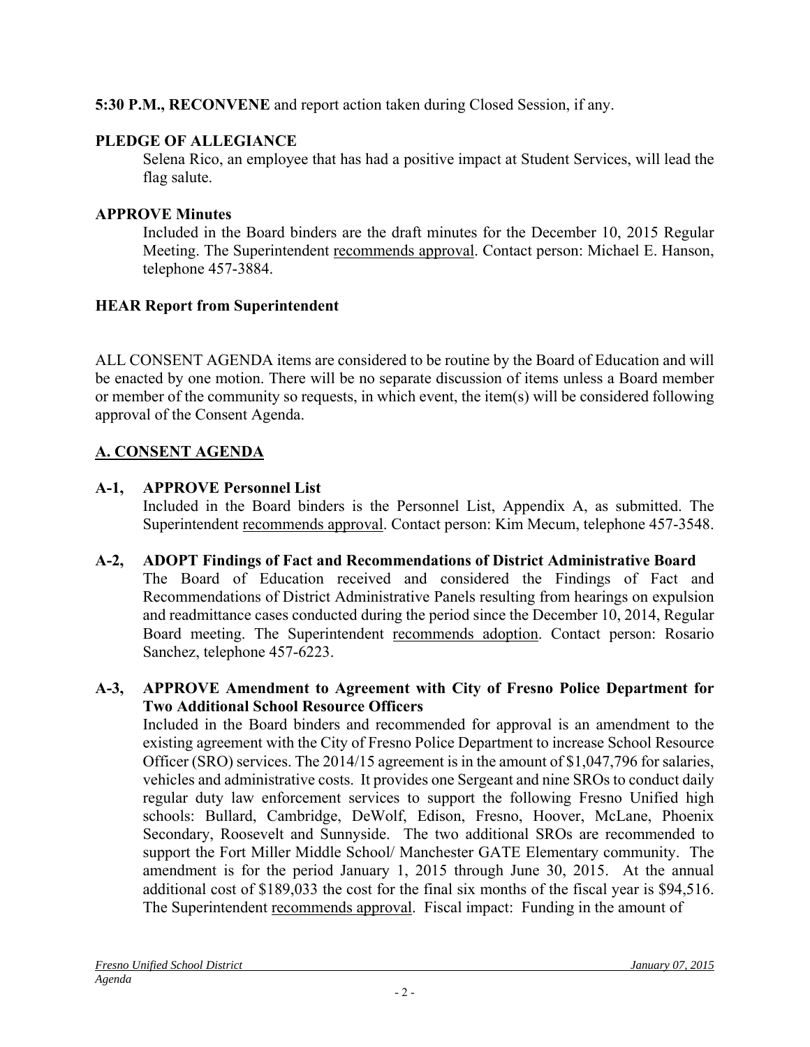**5:30 P.M., RECONVENE** and report action taken during Closed Session, if any.

**PLEDGE OF ALLEGIANCE**

Selena Rico, an employee that has had a positive impact at Student Services, will lead the flag salute.

**APPROVE Minutes**

Included in the Board binders are the draft minutes for the December 10, 2015 Regular Meeting. The Superintendent recommends approval. Contact person: Michael E. Hanson, telephone 457-3884.

**HEAR Report from Superintendent**

ALL CONSENT AGENDA items are considered to be routine by the Board of Education and will be enacted by one motion. There will be no separate discussion of items unless a Board member or member of the community so requests, in which event, the item(s) will be considered following approval of the Consent Agenda.

## A. CONSENT AGENDA

**A-1, APPROVE Personnel List**

Included in the Board binders is the Personnel List, Appendix A, as submitted. The Superintendent recommends approval. Contact person: Kim Mecum, telephone 457-3548.

**A-2, ADOPT Findings of Fact and Recommendations of District Administrative Board**

The Board of Education received and considered the Findings of Fact and Recommendations of District Administrative Panels resulting from hearings on expulsion and readmittance cases conducted during the period since the December 10, 2014, Regular Board meeting. The Superintendent recommends adoption. Contact person: Rosario Sanchez, telephone 457-6223.

**A-3, APPROVE Amendment to Agreement with City of Fresno Police Department for Two Additional School Resource Officers**

Included in the Board binders and recommended for approval is an amendment to the existing agreement with the City of Fresno Police Department to increase School Resource Officer (SRO) services. The 2014/15 agreement is in the amount of $1,047,796 for salaries, vehicles and administrative costs. It provides one Sergeant and nine SROs to conduct daily regular duty law enforcement services to support the following Fresno Unified high schools: Bullard, Cambridge, DeWolf, Edison, Fresno, Hoover, McLane, Phoenix Secondary, Roosevelt and Sunnyside. The two additional SROs are recommended to support the Fort Miller Middle School/ Manchester GATE Elementary community. The amendment is for the period January 1, 2015 through June 30, 2015. At the annual additional cost of $189,033 the cost for the final six months of the fiscal year is $94,516. The Superintendent recommends approval. Fiscal impact: Funding in the amount of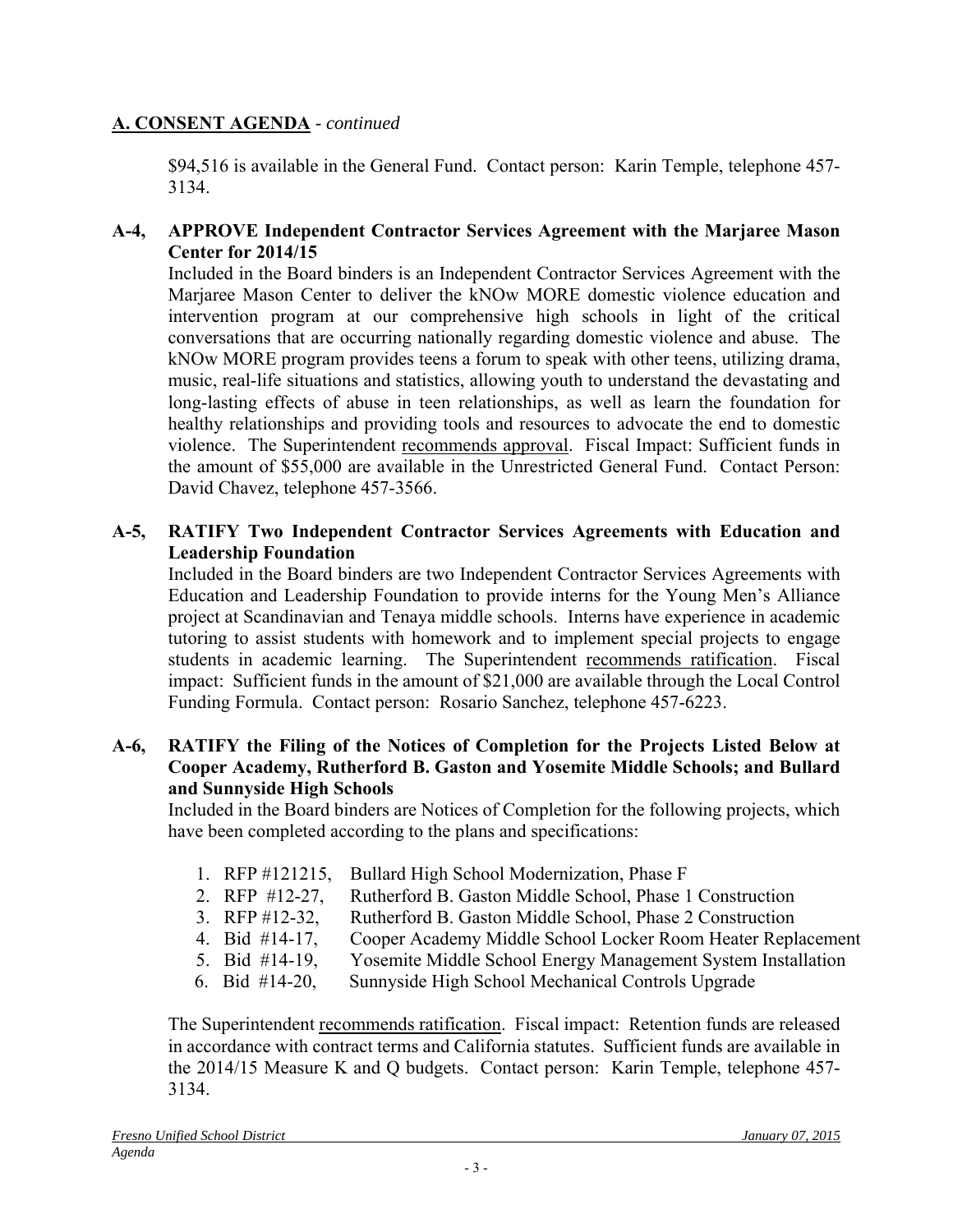## A. CONSENT AGENDA - *continued*

$94,516 is available in the General Fund. Contact person: Karin Temple, telephone 457-3134.

**A-4, APPROVE Independent Contractor Services Agreement with the Marjaree Mason Center for 2014/15**

Included in the Board binders is an Independent Contractor Services Agreement with the Marjaree Mason Center to deliver the kNOw MORE domestic violence education and intervention program at our comprehensive high schools in light of the critical conversations that are occurring nationally regarding domestic violence and abuse. The kNOw MORE program provides teens a forum to speak with other teens, utilizing drama, music, real-life situations and statistics, allowing youth to understand the devastating and long-lasting effects of abuse in teen relationships, as well as learn the foundation for healthy relationships and providing tools and resources to advocate the end to domestic violence. The Superintendent recommends approval. Fiscal Impact: Sufficient funds in the amount of $55,000 are available in the Unrestricted General Fund. Contact Person: David Chavez, telephone 457-3566.

**A-5, RATIFY Two Independent Contractor Services Agreements with Education and Leadership Foundation**

Included in the Board binders are two Independent Contractor Services Agreements with Education and Leadership Foundation to provide interns for the Young Men's Alliance project at Scandinavian and Tenaya middle schools. Interns have experience in academic tutoring to assist students with homework and to implement special projects to engage students in academic learning. The Superintendent recommends ratification. Fiscal impact: Sufficient funds in the amount of $21,000 are available through the Local Control Funding Formula. Contact person: Rosario Sanchez, telephone 457-6223.

**A-6, RATIFY the Filing of the Notices of Completion for the Projects Listed Below at Cooper Academy, Rutherford B. Gaston and Yosemite Middle Schools; and Bullard and Sunnyside High Schools**

Included in the Board binders are Notices of Completion for the following projects, which have been completed according to the plans and specifications:

1. RFP #121215, Bullard High School Modernization, Phase F
2. RFP #12-27, Rutherford B. Gaston Middle School, Phase 1 Construction
3. RFP #12-32, Rutherford B. Gaston Middle School, Phase 2 Construction
4. Bid #14-17, Cooper Academy Middle School Locker Room Heater Replacement
5. Bid #14-19, Yosemite Middle School Energy Management System Installation
6. Bid #14-20, Sunnyside High School Mechanical Controls Upgrade

The Superintendent recommends ratification. Fiscal impact: Retention funds are released in accordance with contract terms and California statutes. Sufficient funds are available in the 2014/15 Measure K and Q budgets. Contact person: Karin Temple, telephone 457-3134.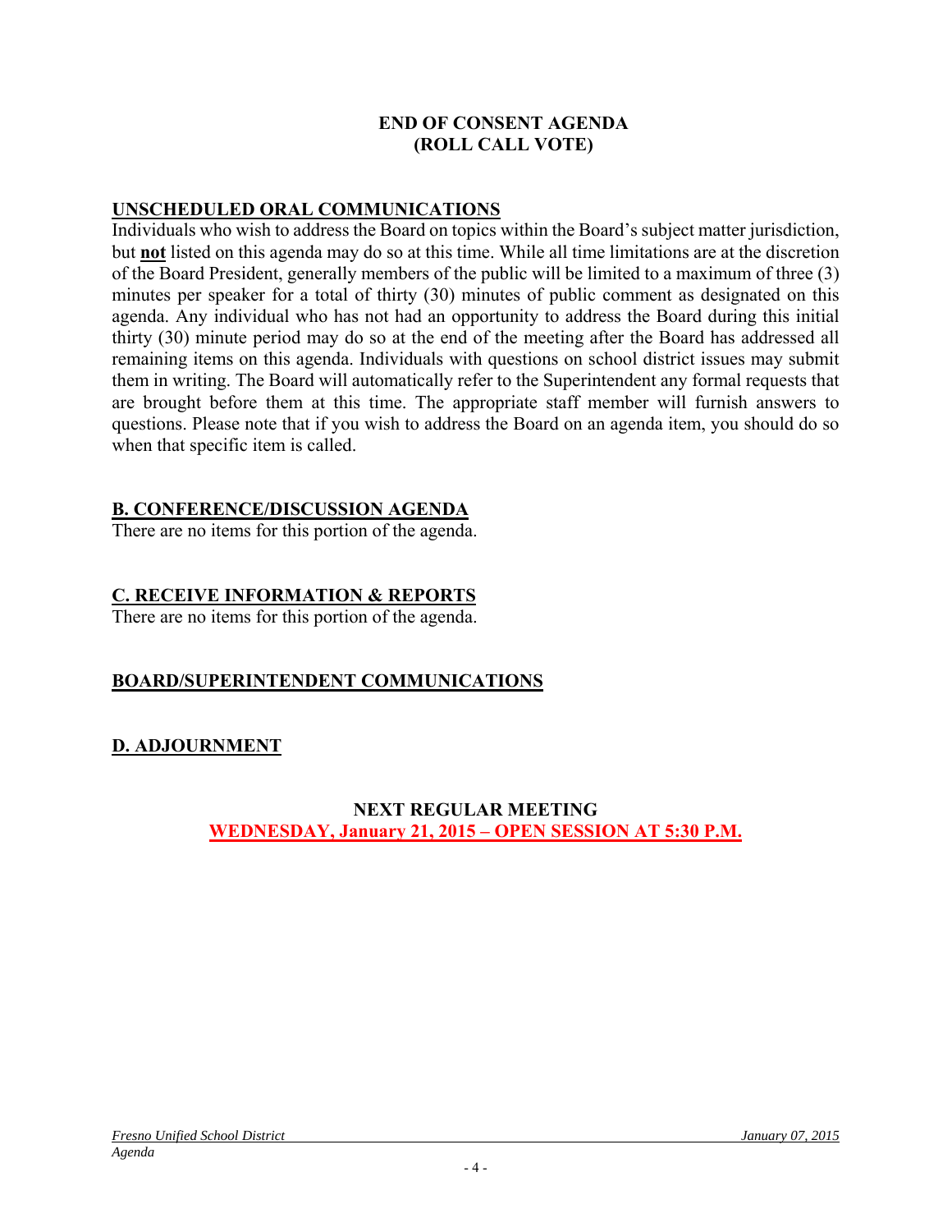**END OF CONSENT AGENDA**
**(ROLL CALL VOTE)**

## UNSCHEDULED ORAL COMMUNICATIONS

Individuals who wish to address the Board on topics within the Board's subject matter jurisdiction, but **not** listed on this agenda may do so at this time. While all time limitations are at the discretion of the Board President, generally members of the public will be limited to a maximum of three (3) minutes per speaker for a total of thirty (30) minutes of public comment as designated on this agenda. Any individual who has not had an opportunity to address the Board during this initial thirty (30) minute period may do so at the end of the meeting after the Board has addressed all remaining items on this agenda. Individuals with questions on school district issues may submit them in writing. The Board will automatically refer to the Superintendent any formal requests that are brought before them at this time. The appropriate staff member will furnish answers to questions. Please note that if you wish to address the Board on an agenda item, you should do so when that specific item is called.

## B. CONFERENCE/DISCUSSION AGENDA

There are no items for this portion of the agenda.

## C. RECEIVE INFORMATION & REPORTS

There are no items for this portion of the agenda.

## BOARD/SUPERINTENDENT COMMUNICATIONS

## D. ADJOURNMENT

**NEXT REGULAR MEETING**
**WEDNESDAY, January 21, 2015 – OPEN SESSION AT 5:30 P.M.**